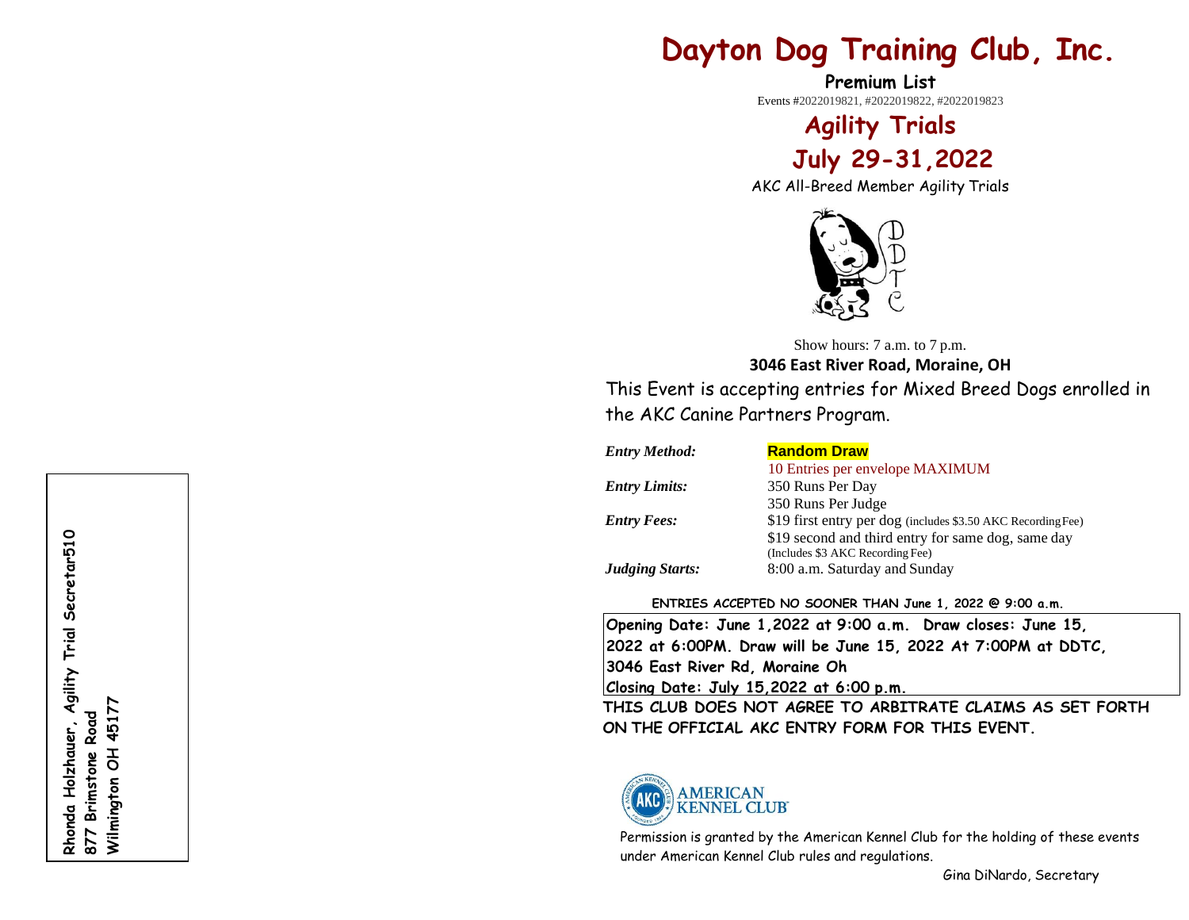Rhonda Holzhauer, Agility Trial Secretar510
877 Brimstone Road
Wilmington OH 45177

# Dayton Dog Training Club, Inc.

**Premium List**

Events #2022019821, #2022019822, #2022019823

## Agility Trials

## July 29-31,2022

AKC All-Breed Member Agility Trials

Show hours: 7 a.m. to 7 p.m.

**3046 East River Road, Moraine, OH**

This Event is accepting entries for Mixed Breed Dogs enrolled in the AKC Canine Partners Program.

| | |
|---|---|
| *Entry Method:* | **Random Draw** |
| | 10 Entries per envelope MAXIMUM |
| *Entry Limits:* | 350 Runs Per Day |
| | 350 Runs Per Judge |
| *Entry Fees:* | $19 first entry per dog (includes $3.50 AKC Recording Fee) |
| | $19 second and third entry for same dog, same day (Includes $3 AKC Recording Fee) |
| *Judging Starts:* | 8:00 a.m. Saturday and Sunday |

**ENTRIES ACCEPTED NO SOONER THAN June 1, 2022 @ 9:00 a.m.**

**Opening Date: June 1,2022 at 9:00 a.m. Draw closes: June 15, 2022 at 6:00PM. Draw will be June 15, 2022 At 7:00PM at DDTC, 3046 East River Rd, Moraine Oh**
**Closing Date: July 15,2022 at 6:00 p.m.**

**THIS CLUB DOES NOT AGREE TO ARBITRATE CLAIMS AS SET FORTH ON THE OFFICIAL AKC ENTRY FORM FOR THIS EVENT.**

AMERICAN KENNEL CLUB

Permission is granted by the American Kennel Club for the holding of these events under American Kennel Club rules and regulations.

Gina DiNardo, Secretary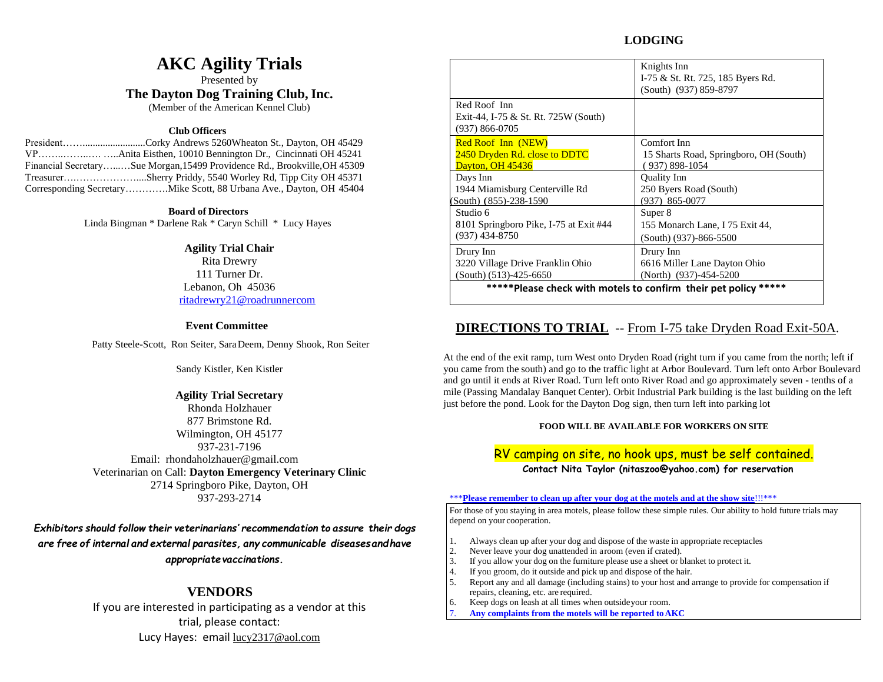# AKC Agility Trials

Presented by

**The Dayton Dog Training Club, Inc.**

(Member of the American Kennel Club)

### Club Officers

President……........................Corky Andrews 5260Wheaton St., Dayton, OH 45429
VP……..……..… …..Anita Eisthen, 10010 Bennington Dr., Cincinnati OH 45241
Financial Secretary…...…Sue Morgan,15499 Providence Rd., Brookville,OH 45309
Treasurer….………………....Sherry Priddy, 5540 Worley Rd, Tipp City OH 45371
Corresponding Secretary………….Mike Scott, 88 Urbana Ave., Dayton, OH 45404

### Board of Directors

Linda Bingman * Darlene Rak * Caryn Schill * Lucy Hayes

### Agility Trial Chair

Rita Drewry
111 Turner Dr.
Lebanon, Oh 45036
ritadrewry21@roadrunnercom

### Event Committee

Patty Steele-Scott, Ron Seiter, Sara Deem, Denny Shook, Ron Seiter

Sandy Kistler, Ken Kistler

### Agility Trial Secretary

Rhonda Holzhauer
877 Brimstone Rd.
Wilmington, OH 45177
937-231-7196
Email: rhondaholzhauer@gmail.com
Veterinarian on Call: **Dayton Emergency Veterinary Clinic**
2714 Springboro Pike, Dayton, OH
937-293-2714

***Exhibitors should follow their veterinarians' recommendation to assure their dogs are free of internal and external parasites, any communicable diseases and have appropriate vaccinations.***

## VENDORS

If you are interested in participating as a vendor at this trial, please contact:
Lucy Hayes: email lucy2317@aol.com

## LODGING

| | Knights Inn<br>I-75 & St. Rt. 725, 185 Byers Rd.<br>(South) (937) 859-8797 |
|---|---|
| Red Roof Inn<br>Exit-44, I-75 & St. Rt. 725W (South)<br>(937) 866-0705 | |
| Red Roof Inn (NEW)<br>2450 Dryden Rd. close to DDTC<br>Dayton, OH 45436 | Comfort Inn<br>15 Sharts Road, Springboro, OH (South)<br>( 937) 898-1054 |
| Days Inn<br>1944 Miamisburg Centerville Rd<br>(South) (855)-238-1590 | Quality Inn<br>250 Byers Road (South)<br>(937) 865-0077 |
| Studio 6<br>8101 Springboro Pike, I-75 at Exit #44<br>(937) 434-8750 | Super 8<br>155 Monarch Lane, I 75 Exit 44,<br>(South) (937)-866-5500 |
| Drury Inn<br>3220 Village Drive Franklin Ohio<br>(South) (513)-425-6650 | Drury Inn<br>6616 Miller Lane Dayton Ohio<br>(North) (937)-454-5200 |

**\*\*\*\*\*Please check with motels to confirm their pet policy \*\*\*\*\***

## DIRECTIONS TO TRIAL -- From I-75 take Dryden Road Exit-50A.

At the end of the exit ramp, turn West onto Dryden Road (right turn if you came from the north; left if you came from the south) and go to the traffic light at Arbor Boulevard. Turn left onto Arbor Boulevard and go until it ends at River Road. Turn left onto River Road and go approximately seven - tenths of a mile (Passing Mandalay Banquet Center). Orbit Industrial Park building is the last building on the left just before the pond. Look for the Dayton Dog sign, then turn left into parking lot

**FOOD WILL BE AVAILABLE FOR WORKERS ON SITE**

RV camping on site, no hook ups, must be self contained.

**Contact Nita Taylor (nitaszoo@yahoo.com) for reservation**

\*\*\***Please remember to clean up after your dog at the motels and at the show site**!!!\*\*\*

For those of you staying in area motels, please follow these simple rules. Our ability to hold future trials may depend on your cooperation.

1. Always clean up after your dog and dispose of the waste in appropriate receptacles
2. Never leave your dog unattended in a room (even if crated).
3. If you allow your dog on the furniture please use a sheet or blanket to protect it.
4. If you groom, do it outside and pick up and dispose of the hair.
5. Report any and all damage (including stains) to your host and arrange to provide for compensation if repairs, cleaning, etc. are required.
6. Keep dogs on leash at all times when outside your room.
7. **Any complaints from the motels will be reported to AKC**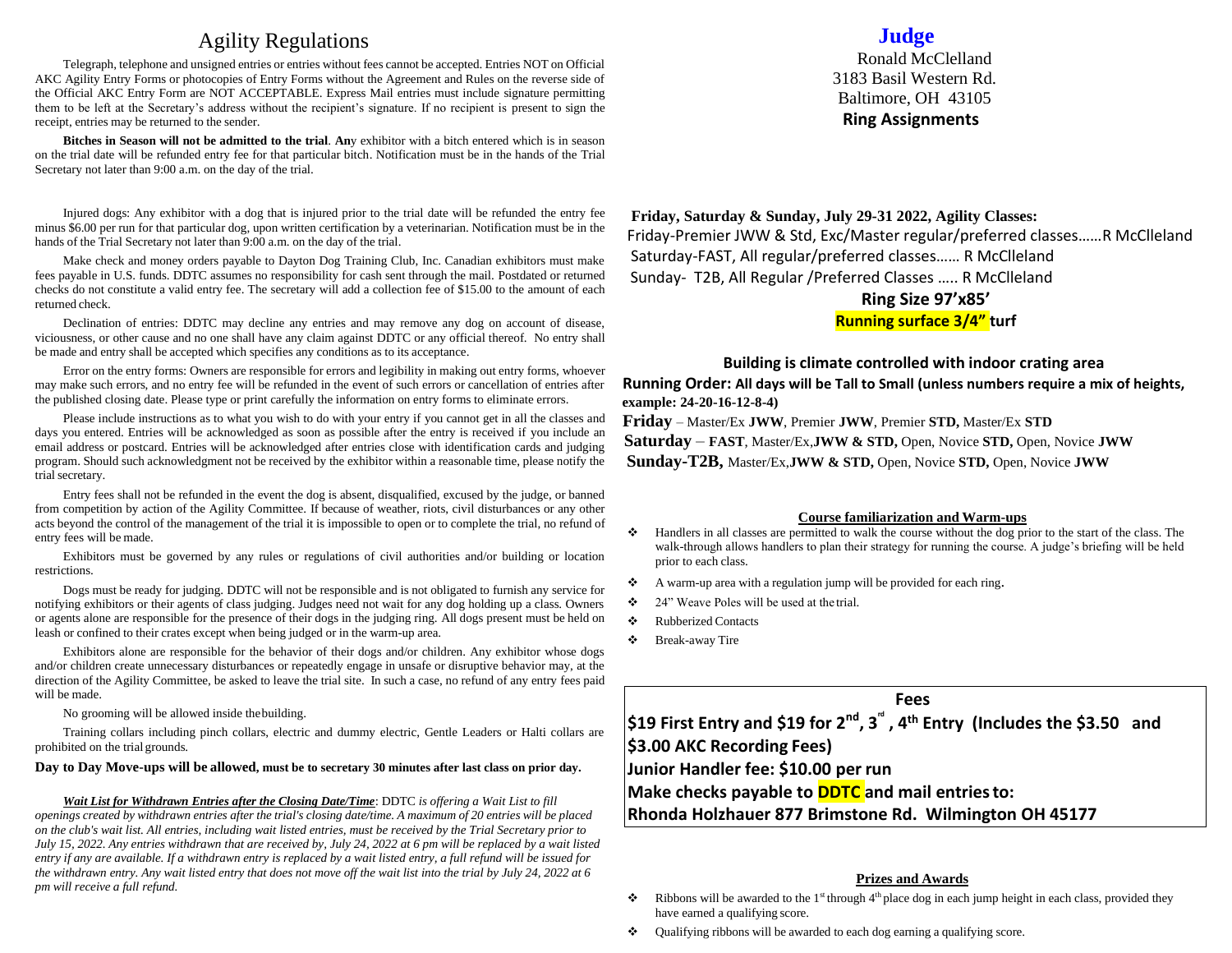# Agility Regulations

Telegraph, telephone and unsigned entries or entries without fees cannot be accepted. Entries NOT on Official AKC Agility Entry Forms or photocopies of Entry Forms without the Agreement and Rules on the reverse side of the Official AKC Entry Form are NOT ACCEPTABLE. Express Mail entries must include signature permitting them to be left at the Secretary's address without the recipient's signature. If no recipient is present to sign the receipt, entries may be returned to the sender.

**Bitches in Season will not be admitted to the trial**. **An**y exhibitor with a bitch entered which is in season on the trial date will be refunded entry fee for that particular bitch. Notification must be in the hands of the Trial Secretary not later than 9:00 a.m. on the day of the trial.

Injured dogs: Any exhibitor with a dog that is injured prior to the trial date will be refunded the entry fee minus $6.00 per run for that particular dog, upon written certification by a veterinarian. Notification must be in the hands of the Trial Secretary not later than 9:00 a.m. on the day of the trial.

Make check and money orders payable to Dayton Dog Training Club, Inc. Canadian exhibitors must make fees payable in U.S. funds. DDTC assumes no responsibility for cash sent through the mail. Postdated or returned checks do not constitute a valid entry fee. The secretary will add a collection fee of $15.00 to the amount of each returned check.

Declination of entries: DDTC may decline any entries and may remove any dog on account of disease, viciousness, or other cause and no one shall have any claim against DDTC or any official thereof. No entry shall be made and entry shall be accepted which specifies any conditions as to its acceptance.

Error on the entry forms: Owners are responsible for errors and legibility in making out entry forms, whoever may make such errors, and no entry fee will be refunded in the event of such errors or cancellation of entries after the published closing date. Please type or print carefully the information on entry forms to eliminate errors.

Please include instructions as to what you wish to do with your entry if you cannot get in all the classes and days you entered. Entries will be acknowledged as soon as possible after the entry is received if you include an email address or postcard. Entries will be acknowledged after entries close with identification cards and judging program. Should such acknowledgment not be received by the exhibitor within a reasonable time, please notify the trial secretary.

Entry fees shall not be refunded in the event the dog is absent, disqualified, excused by the judge, or banned from competition by action of the Agility Committee. If because of weather, riots, civil disturbances or any other acts beyond the control of the management of the trial it is impossible to open or to complete the trial, no refund of entry fees will be made.

Exhibitors must be governed by any rules or regulations of civil authorities and/or building or location restrictions.

Dogs must be ready for judging. DDTC will not be responsible and is not obligated to furnish any service for notifying exhibitors or their agents of class judging. Judges need not wait for any dog holding up a class. Owners or agents alone are responsible for the presence of their dogs in the judging ring. All dogs present must be held on leash or confined to their crates except when being judged or in the warm-up area.

Exhibitors alone are responsible for the behavior of their dogs and/or children. Any exhibitor whose dogs and/or children create unnecessary disturbances or repeatedly engage in unsafe or disruptive behavior may, at the direction of the Agility Committee, be asked to leave the trial site. In such a case, no refund of any entry fees paid will be made.

No grooming will be allowed inside the building.

Training collars including pinch collars, electric and dummy electric, Gentle Leaders or Halti collars are prohibited on the trial grounds.

**Day to Day Move-ups will be allowed, must be to secretary 30 minutes after last class on prior day.**

***Wait List for Withdrawn Entries after the Closing Date/Time***: DDTC *is offering a Wait List to fill openings created by withdrawn entries after the trial's closing date/time. A maximum of 20 entries will be placed on the club's wait list. All entries, including wait listed entries, must be received by the Trial Secretary prior to July 15, 2022. Any entries withdrawn that are received by, July 24, 2022 at 6 pm will be replaced by a wait listed entry if any are available. If a withdrawn entry is replaced by a wait listed entry, a full refund will be issued for the withdrawn entry. Any wait listed entry that does not move off the wait list into the trial by July 24, 2022 at 6 pm will receive a full refund.*

## Judge

Ronald McClelland
3183 Basil Western Rd.
Baltimore, OH 43105

**Ring Assignments**

**Friday, Saturday & Sunday, July 29-31 2022, Agility Classes:**

Friday-Premier JWW & Std, Exc/Master regular/preferred classes……R McClleland
Saturday-FAST, All regular/preferred classes…… R McClleland
Sunday- T2B, All Regular /Preferred Classes ….. R McClleland

**Ring Size 97'x85'**

**Running surface 3/4" turf**

**Building is climate controlled with indoor crating area**

**Running Order: All days will be Tall to Small (unless numbers require a mix of heights, example: 24-20-16-12-8-4)**

**Friday** – Master/Ex **JWW**, Premier **JWW**, Premier **STD,** Master/Ex **STD**

**Saturday** – **FAST**, Master/Ex,**JWW & STD,** Open, Novice **STD,** Open, Novice **JWW**

**Sunday-T2B,** Master/Ex,**JWW & STD,** Open, Novice **STD,** Open, Novice **JWW**

**Course familiarization and Warm-ups**

- Handlers in all classes are permitted to walk the course without the dog prior to the start of the class. The walk-through allows handlers to plan their strategy for running the course. A judge's briefing will be held prior to each class.
- A warm-up area with a regulation jump will be provided for each ring.
- 24" Weave Poles will be used at the trial.
- Rubberized Contacts
- Break-away Tire

**Fees**

**$19 First Entry and $19 for 2nd, 3rd, 4th Entry (Includes the $3.50 and $3.00 AKC Recording Fees)**

**Junior Handler fee: $10.00 per run**

**Make checks payable to DDTC and mail entries to:**

**Rhonda Holzhauer 877 Brimstone Rd. Wilmington OH 45177**

**Prizes and Awards**

- Ribbons will be awarded to the 1st through 4th place dog in each jump height in each class, provided they have earned a qualifying score.
- Qualifying ribbons will be awarded to each dog earning a qualifying score.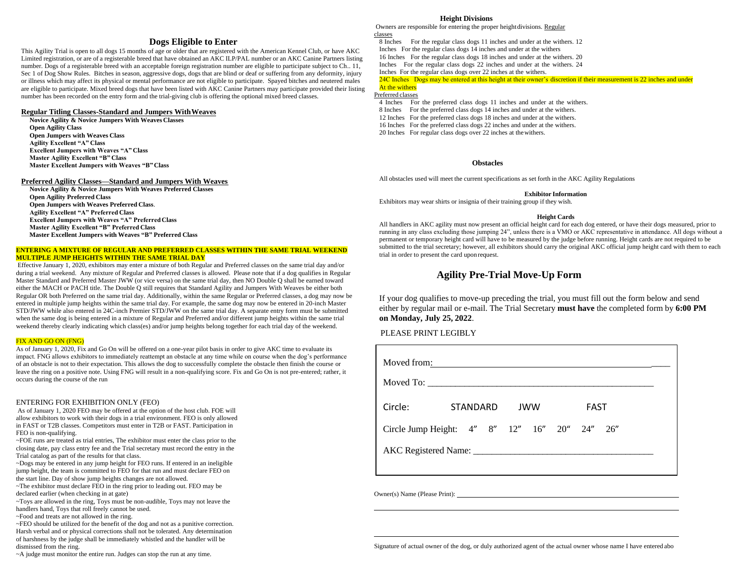## Dogs Eligible to Enter

This Agility Trial is open to all dogs 15 months of age or older that are registered with the American Kennel Club, or have AKC Limited registration, or are of a registerable breed that have obtained an AKC ILP/PAL number or an AKC Canine Partners listing number. Dogs of a registerable breed with an acceptable foreign registration number are eligible to participate subject to Ch.. 11, Sec 1 of Dog Show Rules. Bitches in season, aggressive dogs, dogs that are blind or deaf or suffering from any deformity, injury or illness which may affect its physical or mental performance are not eligible to participate. Spayed bitches and neutered males are eligible to participate. Mixed breed dogs that have been listed with AKC Canine Partners may participate provided their listing number has been recorded on the entry form and the trial-giving club is offering the optional mixed breed classes.

**Regular Titling Classes-Standard and Jumpers With Weaves**

**Novice Agility & Novice Jumpers With Weaves Classes**
**Open Agility Class**
**Open Jumpers with Weaves Class**
**Agility Excellent "A" Class**
**Excellent Jumpers with Weaves "A" Class**
**Master Agility Excellent "B" Class**
**Master Excellent Jumpers with Weaves "B" Class**

**Preferred Agility Classes—Standard and Jumpers With Weaves**

**Novice Agility & Novice Jumpers With Weaves Preferred Classes**
**Open Agility Preferred Class**
**Open Jumpers with Weaves Preferred Class**.
**Agility Excellent "A" Preferred Class**
**Excellent Jumpers with Weaves "A" Preferred Class**
**Master Agility Excellent "B" Preferred Class**
**Master Excellent Jumpers with Weaves "B" Preferred Class**

**ENTERING A MIXTURE OF REGULAR AND PREFERRED CLASSES WITHIN THE SAME TRIAL WEEKEND MULTIPLE JUMP HEIGHTS WITHIN THE SAME TRIAL DAY**

Effective January 1, 2020, exhibitors may enter a mixture of both Regular and Preferred classes on the same trial day and/or during a trial weekend. Any mixture of Regular and Preferred classes is allowed. Please note that if a dog qualifies in Regular Master Standard and Preferred Master JWW (or vice versa) on the same trial day, then NO Double Q shall be earned toward either the MACH or PACH title. The Double Q still requires that Standard Agility and Jumpers With Weaves be either both Regular OR both Preferred on the same trial day. Additionally, within the same Regular or Preferred classes, a dog may now be entered in multiple jump heights within the same trial day. For example, the same dog may now be entered in 20-inch Master STD/JWW while also entered in 24C-inch Premier STD/JWW on the same trial day. A separate entry form must be submitted when the same dog is being entered in a mixture of Regular and Preferred and/or different jump heights within the same trial weekend thereby clearly indicating which class(es) and/or jump heights belong together for each trial day of the weekend.

FIX AND GO ON (FNG)

As of January 1, 2020, Fix and Go On will be offered on a one-year pilot basis in order to give AKC time to evaluate its impact. FNG allows exhibitors to immediately reattempt an obstacle at any time while on course when the dog's performance of an obstacle is not to their expectation. This allows the dog to successfully complete the obstacle then finish the course or leave the ring on a positive note. Using FNG will result in a non-qualifying score. Fix and Go On is not pre-entered; rather, it occurs during the course of the run

ENTERING FOR EXHIBITION ONLY (FEO)

As of January 1, 2020 FEO may be offered at the option of the host club. FOE will allow exhibitors to work with their dogs in a trial environment. FEO is only allowed in FAST or T2B classes. Competitors must enter in T2B or FAST. Participation in FEO is non-qualifying.

~FOE runs are treated as trial entries, The exhibitor must enter the class prior to the closing date, pay class entry fee and the Trial secretary must record the entry in the Trial catalog as part of the results for that class.

~Dogs may be entered in any jump height for FEO runs. If entered in an ineligible jump height, the team is committed to FEO for that run and must declare FEO on the start line. Day of show jump heights changes are not allowed.

~The exhibitor must declare FEO in the ring prior to leading out. FEO may be declared earlier (when checking in at gate)

~Toys are allowed in the ring, Toys must be non-audible, Toys may not leave the handlers hand, Toys that roll freely cannot be used.

~Food and treats are not allowed in the ring.

~FEO should be utilized for the benefit of the dog and not as a punitive correction. Harsh verbal and or physical corrections shall not be tolerated. Any determination of harshness by the judge shall be immediately whistled and the handler will be dismissed from the ring.

~A judge must monitor the entire run. Judges can stop the run at any time.

**Height Divisions**

Owners are responsible for entering the proper height divisions. Regular classes

8 Inches For the regular class dogs 11 inches and under at the withers. 12 Inches For the regular class dogs 14 inches and under at the withers
16 Inches For the regular class dogs 18 inches and under at the withers. 20 Inches For the regular class dogs 22 inches and under at the withers. 24 Inches For the regular class dogs over 22 inches at the withers.
24C Inches Dogs may be entered at this height at their owner's discretion if their measurement is 22 inches and under At the withers

Preferred classes

4 Inches For the preferred class dogs 11 inches and under at the withers.
8 Inches For the preferred class dogs 14 inches and under at the withers.
12 Inches For the preferred class dogs 18 inches and under at the withers.
16 Inches For the preferred class dogs 22 inches and under at the withers.
20 Inches For regular class dogs over 22 inches at the withers.

**Obstacles**

All obstacles used will meet the current specifications as set forth in the AKC Agility Regulations

**Exhibitor Information**

Exhibitors may wear shirts or insignia of their training group if they wish.

**Height Cards**

All handlers in AKC agility must now present an official height card for each dog entered, or have their dogs measured, prior to running in any class excluding those jumping 24", unless there is a VMO or AKC representative in attendance. All dogs without a permanent or temporary height card will have to be measured by the judge before running. Height cards are not required to be submitted to the trial secretary; however, all exhibitors should carry the original AKC official jump height card with them to each trial in order to present the card upon request.

## Agility Pre-Trial Move-Up Form

If your dog qualifies to move-up preceding the trial, you must fill out the form below and send either by regular mail or e-mail. The Trial Secretary **must have** the completed form by **6:00 PM on Monday, July 25, 2022**.

PLEASE PRINT LEGIBLY

Moved from: ____________________________________________

Moved To: ____________________________________________

Circle: STANDARD JWW FAST

Circle Jump Height: 4" 8" 12" 16" 20" 24" 26"

AKC Registered Name: ____________________________________

Owner(s) Name (Please Print): ____________________________________

____________________________________

____________________________________

Signature of actual owner of the dog, or duly authorized agent of the actual owner whose name I have entered abo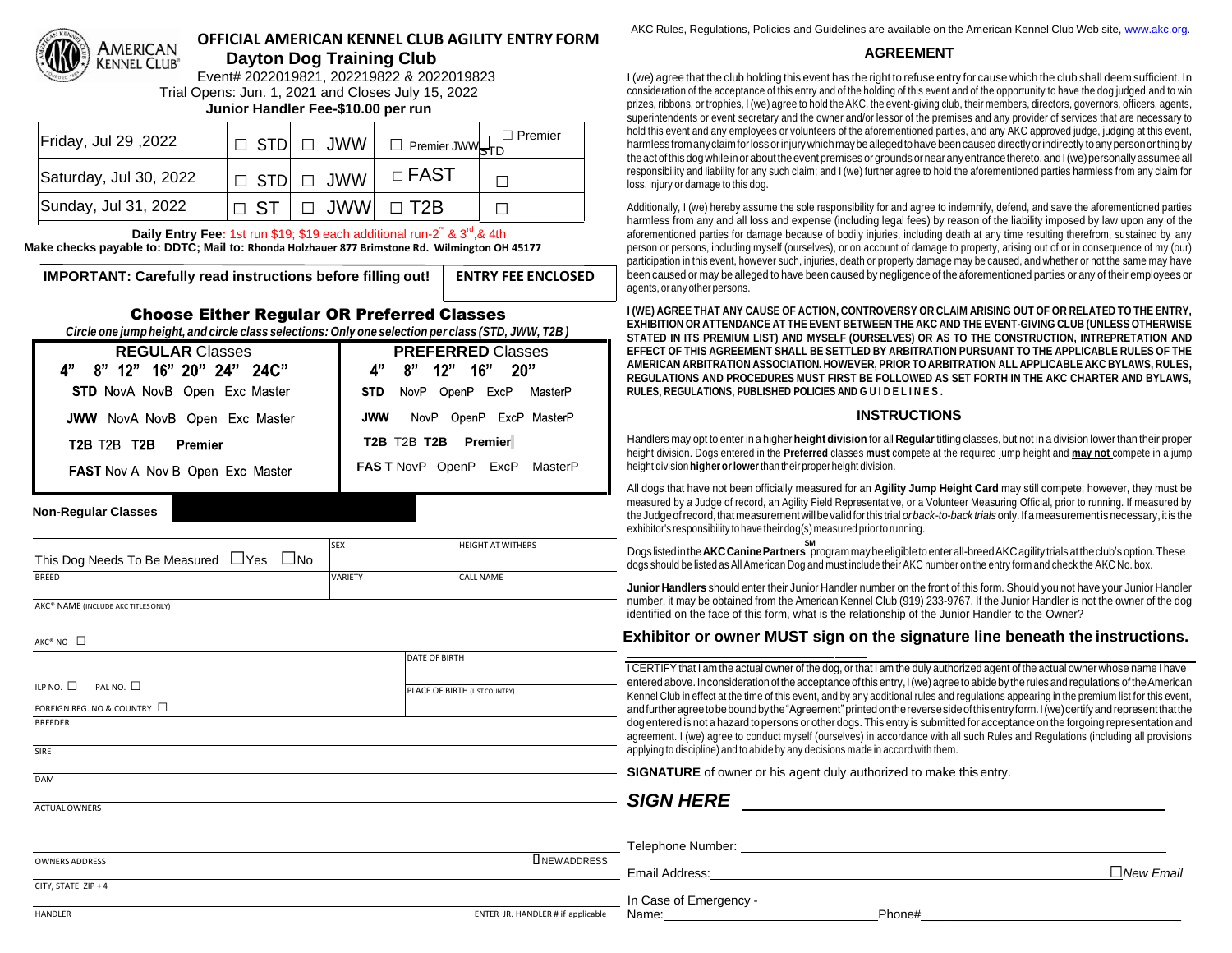# OFFICIAL AMERICAN KENNEL CLUB AGILITY ENTRY FORM

## Dayton Dog Training Club

Event# 2022019821, 202219822 & 2022019823

Trial Opens: Jun. 1, 2021 and Closes July 15, 2022

**Junior Handler Fee-$10.00 per run**

| | | | | |
|---|---|---|---|---|
| Friday, Jul 29 ,2022 | ☐ STD | ☐ JWW | ☐ Premier JWW | ☐ Premier STD |
| Saturday, Jul 30, 2022 | ☐ STD | ☐ JWW | ☐ FAST | ☐ |
| Sunday, Jul 31, 2022 | ☐ ST | ☐ JWW | ☐ T2B | ☐ |

**Daily Entry Fee:** 1st run $19; $19 each additional run-2nd & 3rd,& 4th

**Make checks payable to: DDTC; Mail to: Rhonda Holzhauer 877 Brimstone Rd. Wilmington OH 45177**

**IMPORTANT: Carefully read instructions before filling out!** | **ENTRY FEE ENCLOSED**

### Choose Either Regular OR Preferred Classes

*Circle one jump height, and circle class selections: Only one selection per class (STD, JWW, T2B)*

| **REGULAR** Classes | **PREFERRED** Classes |
|---|---|
| 4" 8" 12" 16" 20" 24" 24C" | 4" 8" 12" 16" 20" |
| **STD** NovA NovB Open Exc Master | **STD** NovP OpenP ExcP MasterP |
| **JWW** NovA NovB Open Exc Master | **JWW** NovP OpenP ExcP MasterP |
| **T2B** T2B **T2B** **Premier** | **T2B** T2B **T2B** **Premier** |
| **FAST** Nov A Nov B Open Exc Master | **FAS T** NovP OpenP ExcP MasterP |

**Non-Regular Classes**

| | | |
|---|---|---|
| This Dog Needs To Be Measured ☐Yes ☐No | SEX | HEIGHT AT WITHERS |
| BREED | VARIETY | CALL NAME |

AKC® NAME (INCLUDE AKC TITLES ONLY)

AKC® NO ☐

| | |
|---|---|
| ILP NO. ☐ PAL NO. ☐ | DATE OF BIRTH |
| FOREIGN REG. NO & COUNTRY ☐ | PLACE OF BIRTH (LIST COUNTRY) |

BREEDER

SIRE

DAM

ACTUAL OWNERS

OWNERS ADDRESS ☐ NEW ADDRESS

CITY, STATE ZIP + 4

HANDLER — ENTER JR. HANDLER # if applicable

AKC Rules, Regulations, Policies and Guidelines are available on the American Kennel Club Web site, www.akc.org.

### AGREEMENT

I (we) agree that the club holding this event has the right to refuse entry for cause which the club shall deem sufficient. In consideration of the acceptance of this entry and of the holding of this event and of the opportunity to have the dog judged and to win prizes, ribbons, or trophies, I (we) agree to hold the AKC, the event-giving club, their members, directors, governors, officers, agents, superintendents or event secretary and the owner and/or lessor of the premises and any provider of services that are necessary to hold this event and any employees or volunteers of the aforementioned parties, and any AKC approved judge, judging at this event, harmless from any claim for loss or injury which may be alleged to have been caused directly or indirectly to any person or thing by the act of this dog while in or about the event premises or grounds or near any entrance thereto, and I (we) personally assume all responsibility and liability for any such claim; and I (we) further agree to hold the aforementioned parties harmless from any claim for loss, injury or damage to this dog.

Additionally, I (we) hereby assume the sole responsibility for and agree to indemnify, defend, and save the aforementioned parties harmless from any and all loss and expense (including legal fees) by reason of the liability imposed by law upon any of the aforementioned parties for damage because of bodily injuries, including death at any time resulting therefrom, sustained by any person or persons, including myself (ourselves), or on account of damage to property, arising out of or in consequence of my (our) participation in this event, however such, injuries, death or property damage may be caused, and whether or not the same may have been caused or may be alleged to have been caused by negligence of the aforementioned parties or any of their employees or agents, or any other persons.

**I (WE) AGREE THAT ANY CAUSE OF ACTION, CONTROVERSY OR CLAIM ARISING OUT OF OR RELATED TO THE ENTRY, EXHIBITION OR ATTENDANCE AT THE EVENT BETWEEN THE AKC AND THE EVENT-GIVING CLUB (UNLESS OTHERWISE STATED IN ITS PREMIUM LIST) AND MYSELF (OURSELVES) OR AS TO THE CONSTRUCTION, INTREPRETATION AND EFFECT OF THIS AGREEMENT SHALL BE SETTLED BY ARBITRATION PURSUANT TO THE APPLICABLE RULES OF THE AMERICAN ARBITRATION ASSOCIATION. HOWEVER, PRIOR TO ARBITRATION ALL APPLICABLE AKC BYLAWS, RULES, REGULATIONS AND PROCEDURES MUST FIRST BE FOLLOWED AS SET FORTH IN THE AKC CHARTER AND BYLAWS, RULES, REGULATIONS, PUBLISHED POLICIES AND GUIDELINES.**

### INSTRUCTIONS

Handlers may opt to enter in a higher **height division** for all **Regular** titling classes, but not in a division lower than their proper height division. Dogs entered in the **Preferred** classes **must** compete at the required jump height and **may not** compete in a jump height division **higher or lower** than their proper height division.

All dogs that have not been officially measured for an **Agility Jump Height Card** may still compete; however, they must be measured by a Judge of record, an Agility Field Representative, or a Volunteer Measuring Official, prior to running. If measured by the Judge of record, that measurement will be valid for this trial *or back-to-back trials* only. If a measurement is necessary, it is the exhibitor's responsibility to have their dog(s) measured prior to running.

Dogs listed in the **AKC Canine Partners**SM program may be eligible to enter all-breed AKC agility trials at the club's option. These dogs should be listed as All American Dog and must include their AKC number on the entry form and check the AKC No. box.

**Junior Handlers** should enter their Junior Handler number on the front of this form. Should you not have your Junior Handler number, it may be obtained from the American Kennel Club (919) 233-9767. If the Junior Handler is not the owner of the dog identified on the face of this form, what is the relationship of the Junior Handler to the Owner?

**Exhibitor or owner MUST sign on the signature line beneath the instructions.**

I CERTIFY that I am the actual owner of the dog, or that I am the duly authorized agent of the actual owner whose name I have entered above. In consideration of the acceptance of this entry, I (we) agree to abide by the rules and regulations of the American Kennel Club in effect at the time of this event, and by any additional rules and regulations appearing in the premium list for this event, and further agree to be bound by the "Agreement" printed on the reverse side of this entry form. I (we) certify and represent that the dog entered is not a hazard to persons or other dogs. This entry is submitted for acceptance on the forgoing representation and agreement. I (we) agree to conduct myself (ourselves) in accordance with all such Rules and Regulations (including all provisions applying to discipline) and to abide by any decisions made in accord with them.

**SIGNATURE** of owner or his agent duly authorized to make this entry.

***SIGN HERE*** ______________________________

Telephone Number: ______________________________

Email Address: ______________________________ ☐*New Email*

In Case of Emergency -
Name: ______________________ Phone# ______________________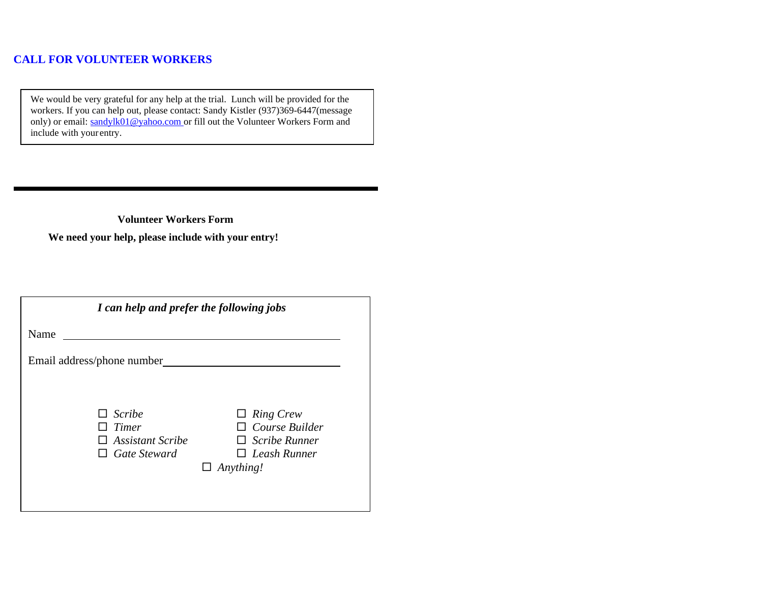## CALL FOR VOLUNTEER WORKERS

We would be very grateful for any help at the trial. Lunch will be provided for the workers. If you can help out, please contact: Sandy Kistler (937)369-6447(message only) or email: sandylk01@yahoo.com or fill out the Volunteer Workers Form and include with your entry.

---

**Volunteer Workers Form**

**We need your help, please include with your entry!**

***I can help and prefer the following jobs***

Name \_\_\_\_\_\_\_\_\_\_\_\_\_\_\_\_\_\_\_\_\_\_\_\_\_\_\_\_\_\_\_\_\_\_\_\_\_\_\_\_

Email address/phone number\_\_\_\_\_\_\_\_\_\_\_\_\_\_\_\_\_\_\_\_\_\_\_\_\_\_\_\_

- ☐ *Scribe*
- ☐ *Timer*
- ☐ *Assistant Scribe*
- ☐ *Gate Steward*
- ☐ *Ring Crew*
- ☐ *Course Builder*
- ☐ *Scribe Runner*
- ☐ *Leash Runner*
- ☐ *Anything!*